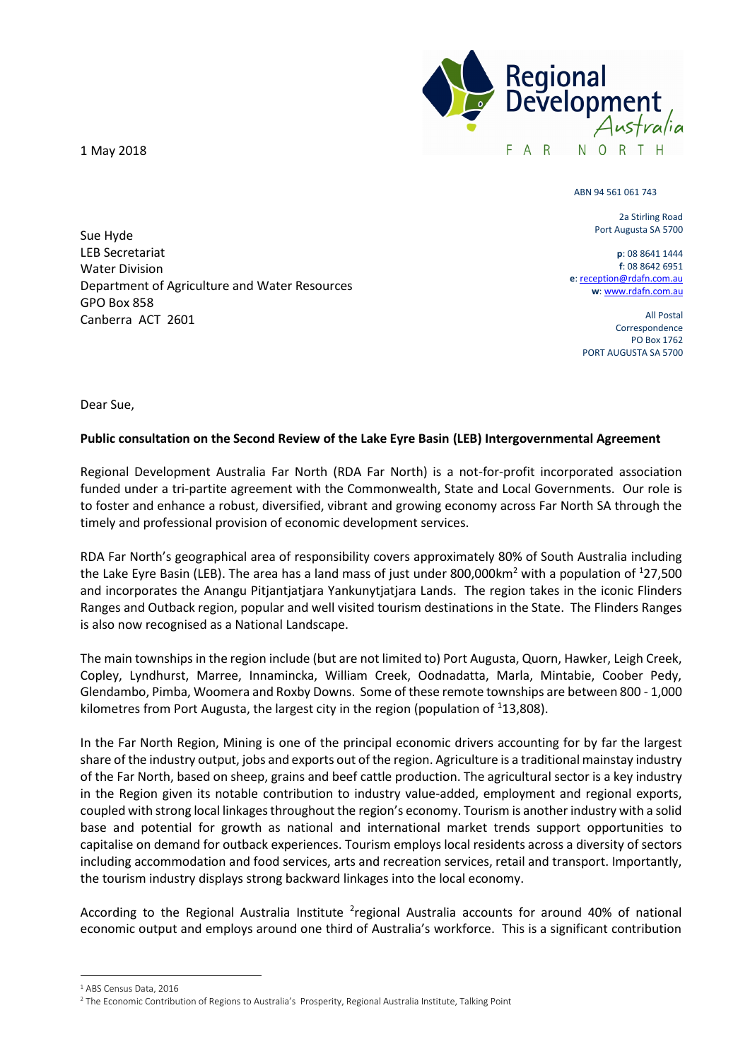1 May 2018

Regional Development Australia
FAR NORTH

ABN 94 561 061 743

2a Stirling Road
Port Augusta SA 5700

**p**: 08 8641 1444
**f**: 08 8642 6951
**e**: reception@rdafn.com.au
**w**: www.rdafn.com.au

All Postal Correspondence
PO Box 1762
PORT AUGUSTA SA 5700

Sue Hyde
LEB Secretariat
Water Division
Department of Agriculture and Water Resources
GPO Box 858
Canberra ACT 2601

Dear Sue,

**Public consultation on the Second Review of the Lake Eyre Basin (LEB) Intergovernmental Agreement**

Regional Development Australia Far North (RDA Far North) is a not-for-profit incorporated association funded under a tri-partite agreement with the Commonwealth, State and Local Governments. Our role is to foster and enhance a robust, diversified, vibrant and growing economy across Far North SA through the timely and professional provision of economic development services.

RDA Far North's geographical area of responsibility covers approximately 80% of South Australia including the Lake Eyre Basin (LEB). The area has a land mass of just under 800,000km$^2$ with a population of [1]27,500 and incorporates the Anangu Pitjantjatjara Yankunytjatjara Lands. The region takes in the iconic Flinders Ranges and Outback region, popular and well visited tourism destinations in the State. The Flinders Ranges is also now recognised as a National Landscape.

The main townships in the region include (but are not limited to) Port Augusta, Quorn, Hawker, Leigh Creek, Copley, Lyndhurst, Marree, Innamincka, William Creek, Oodnadatta, Marla, Mintabie, Coober Pedy, Glendambo, Pimba, Woomera and Roxby Downs. Some of these remote townships are between 800 - 1,000 kilometres from Port Augusta, the largest city in the region (population of [1]13,808).

In the Far North Region, Mining is one of the principal economic drivers accounting for by far the largest share of the industry output, jobs and exports out of the region. Agriculture is a traditional mainstay industry of the Far North, based on sheep, grains and beef cattle production. The agricultural sector is a key industry in the Region given its notable contribution to industry value-added, employment and regional exports, coupled with strong local linkages throughout the region's economy. Tourism is another industry with a solid base and potential for growth as national and international market trends support opportunities to capitalise on demand for outback experiences. Tourism employs local residents across a diversity of sectors including accommodation and food services, arts and recreation services, retail and transport. Importantly, the tourism industry displays strong backward linkages into the local economy.

According to the Regional Australia Institute [2]regional Australia accounts for around 40% of national economic output and employs around one third of Australia's workforce. This is a significant contribution

---

[1] ABS Census Data, 2016
[2] The Economic Contribution of Regions to Australia's Prosperity, Regional Australia Institute, Talking Point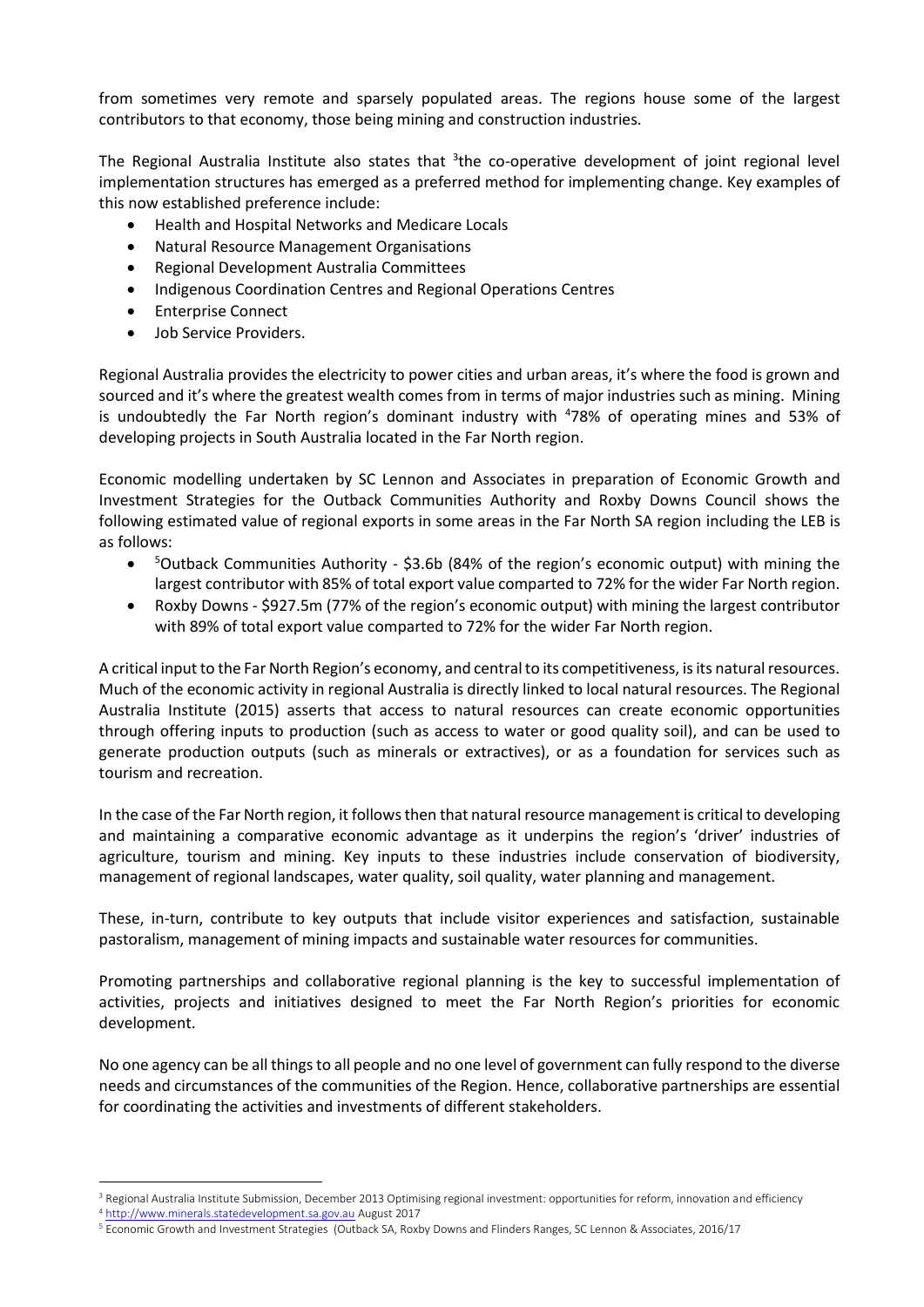from sometimes very remote and sparsely populated areas. The regions house some of the largest contributors to that economy, those being mining and construction industries.

The Regional Australia Institute also states that [3]the co-operative development of joint regional level implementation structures has emerged as a preferred method for implementing change. Key examples of this now established preference include:

- Health and Hospital Networks and Medicare Locals
- Natural Resource Management Organisations
- Regional Development Australia Committees
- Indigenous Coordination Centres and Regional Operations Centres
- Enterprise Connect
- Job Service Providers.

Regional Australia provides the electricity to power cities and urban areas, it's where the food is grown and sourced and it's where the greatest wealth comes from in terms of major industries such as mining. Mining is undoubtedly the Far North region's dominant industry with [4]78% of operating mines and 53% of developing projects in South Australia located in the Far North region.

Economic modelling undertaken by SC Lennon and Associates in preparation of Economic Growth and Investment Strategies for the Outback Communities Authority and Roxby Downs Council shows the following estimated value of regional exports in some areas in the Far North SA region including the LEB is as follows:

- [5]Outback Communities Authority - $3.6b (84% of the region's economic output) with mining the largest contributor with 85% of total export value comparted to 72% for the wider Far North region.
- Roxby Downs - $927.5m (77% of the region's economic output) with mining the largest contributor with 89% of total export value comparted to 72% for the wider Far North region.

A critical input to the Far North Region's economy, and central to its competitiveness, is its natural resources. Much of the economic activity in regional Australia is directly linked to local natural resources. The Regional Australia Institute (2015) asserts that access to natural resources can create economic opportunities through offering inputs to production (such as access to water or good quality soil), and can be used to generate production outputs (such as minerals or extractives), or as a foundation for services such as tourism and recreation.

In the case of the Far North region, it follows then that natural resource management is critical to developing and maintaining a comparative economic advantage as it underpins the region's 'driver' industries of agriculture, tourism and mining. Key inputs to these industries include conservation of biodiversity, management of regional landscapes, water quality, soil quality, water planning and management.

These, in-turn, contribute to key outputs that include visitor experiences and satisfaction, sustainable pastoralism, management of mining impacts and sustainable water resources for communities.

Promoting partnerships and collaborative regional planning is the key to successful implementation of activities, projects and initiatives designed to meet the Far North Region's priorities for economic development.

No one agency can be all things to all people and no one level of government can fully respond to the diverse needs and circumstances of the communities of the Region. Hence, collaborative partnerships are essential for coordinating the activities and investments of different stakeholders.

---

[3] Regional Australia Institute Submission, December 2013 Optimising regional investment: opportunities for reform, innovation and efficiency

[4] http://www.minerals.statedevelopment.sa.gov.au August 2017

[5] Economic Growth and Investment Strategies (Outback SA, Roxby Downs and Flinders Ranges, SC Lennon & Associates, 2016/17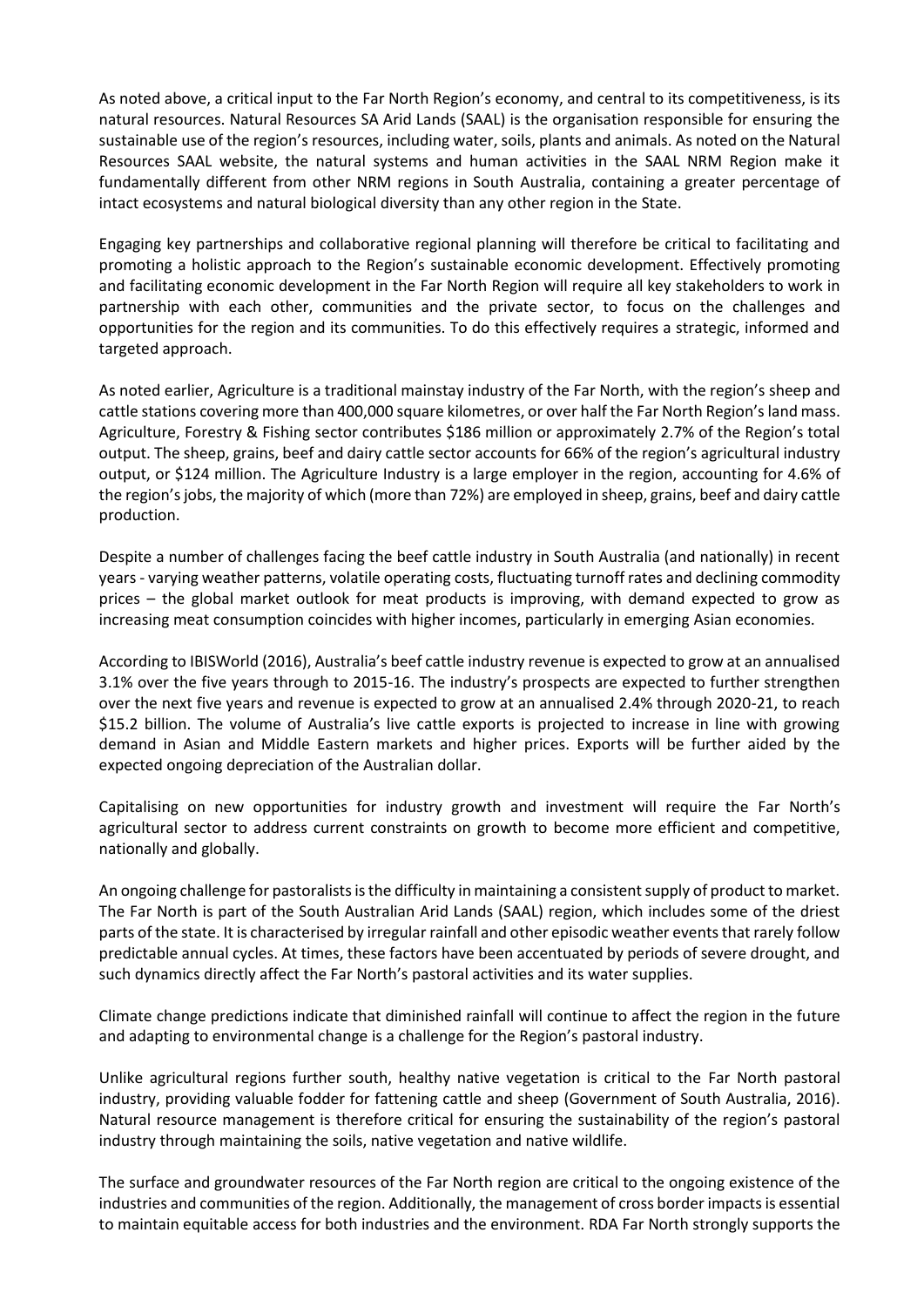As noted above, a critical input to the Far North Region's economy, and central to its competitiveness, is its natural resources. Natural Resources SA Arid Lands (SAAL) is the organisation responsible for ensuring the sustainable use of the region's resources, including water, soils, plants and animals. As noted on the Natural Resources SAAL website, the natural systems and human activities in the SAAL NRM Region make it fundamentally different from other NRM regions in South Australia, containing a greater percentage of intact ecosystems and natural biological diversity than any other region in the State.

Engaging key partnerships and collaborative regional planning will therefore be critical to facilitating and promoting a holistic approach to the Region's sustainable economic development. Effectively promoting and facilitating economic development in the Far North Region will require all key stakeholders to work in partnership with each other, communities and the private sector, to focus on the challenges and opportunities for the region and its communities. To do this effectively requires a strategic, informed and targeted approach.

As noted earlier, Agriculture is a traditional mainstay industry of the Far North, with the region's sheep and cattle stations covering more than 400,000 square kilometres, or over half the Far North Region's land mass. Agriculture, Forestry & Fishing sector contributes $186 million or approximately 2.7% of the Region's total output. The sheep, grains, beef and dairy cattle sector accounts for 66% of the region's agricultural industry output, or $124 million. The Agriculture Industry is a large employer in the region, accounting for 4.6% of the region's jobs, the majority of which (more than 72%) are employed in sheep, grains, beef and dairy cattle production.

Despite a number of challenges facing the beef cattle industry in South Australia (and nationally) in recent years - varying weather patterns, volatile operating costs, fluctuating turnoff rates and declining commodity prices – the global market outlook for meat products is improving, with demand expected to grow as increasing meat consumption coincides with higher incomes, particularly in emerging Asian economies.

According to IBISWorld (2016), Australia's beef cattle industry revenue is expected to grow at an annualised 3.1% over the five years through to 2015-16. The industry's prospects are expected to further strengthen over the next five years and revenue is expected to grow at an annualised 2.4% through 2020-21, to reach $15.2 billion. The volume of Australia's live cattle exports is projected to increase in line with growing demand in Asian and Middle Eastern markets and higher prices. Exports will be further aided by the expected ongoing depreciation of the Australian dollar.

Capitalising on new opportunities for industry growth and investment will require the Far North's agricultural sector to address current constraints on growth to become more efficient and competitive, nationally and globally.

An ongoing challenge for pastoralists is the difficulty in maintaining a consistent supply of product to market. The Far North is part of the South Australian Arid Lands (SAAL) region, which includes some of the driest parts of the state. It is characterised by irregular rainfall and other episodic weather events that rarely follow predictable annual cycles. At times, these factors have been accentuated by periods of severe drought, and such dynamics directly affect the Far North's pastoral activities and its water supplies.

Climate change predictions indicate that diminished rainfall will continue to affect the region in the future and adapting to environmental change is a challenge for the Region's pastoral industry.

Unlike agricultural regions further south, healthy native vegetation is critical to the Far North pastoral industry, providing valuable fodder for fattening cattle and sheep (Government of South Australia, 2016). Natural resource management is therefore critical for ensuring the sustainability of the region's pastoral industry through maintaining the soils, native vegetation and native wildlife.

The surface and groundwater resources of the Far North region are critical to the ongoing existence of the industries and communities of the region. Additionally, the management of cross border impacts is essential to maintain equitable access for both industries and the environment. RDA Far North strongly supports the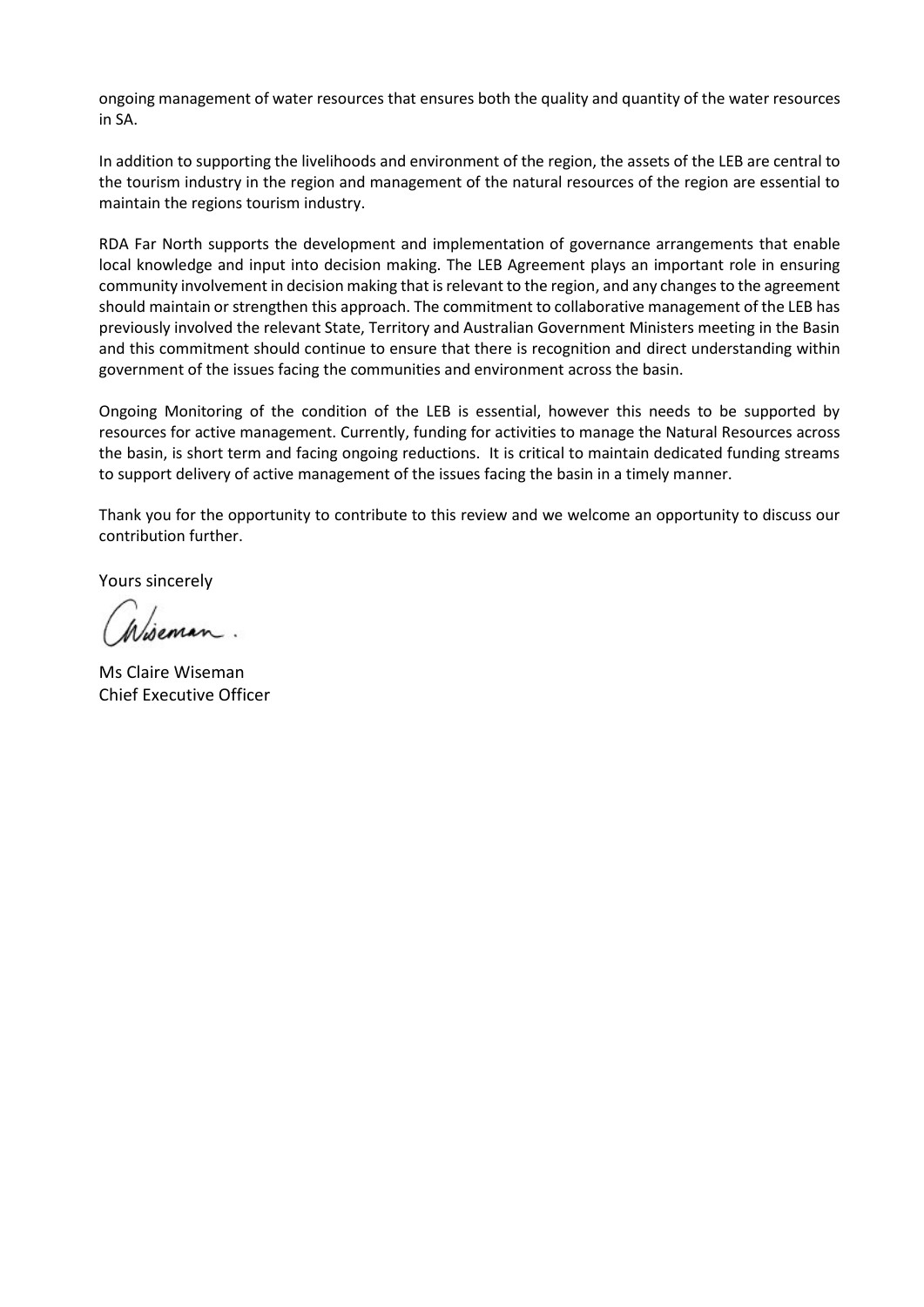ongoing management of water resources that ensures both the quality and quantity of the water resources in SA.

In addition to supporting the livelihoods and environment of the region, the assets of the LEB are central to the tourism industry in the region and management of the natural resources of the region are essential to maintain the regions tourism industry.

RDA Far North supports the development and implementation of governance arrangements that enable local knowledge and input into decision making. The LEB Agreement plays an important role in ensuring community involvement in decision making that is relevant to the region, and any changes to the agreement should maintain or strengthen this approach. The commitment to collaborative management of the LEB has previously involved the relevant State, Territory and Australian Government Ministers meeting in the Basin and this commitment should continue to ensure that there is recognition and direct understanding within government of the issues facing the communities and environment across the basin.

Ongoing Monitoring of the condition of the LEB is essential, however this needs to be supported by resources for active management. Currently, funding for activities to manage the Natural Resources across the basin, is short term and facing ongoing reductions. It is critical to maintain dedicated funding streams to support delivery of active management of the issues facing the basin in a timely manner.

Thank you for the opportunity to contribute to this review and we welcome an opportunity to discuss our contribution further.

Yours sincerely

CWiseman.

Ms Claire Wiseman
Chief Executive Officer